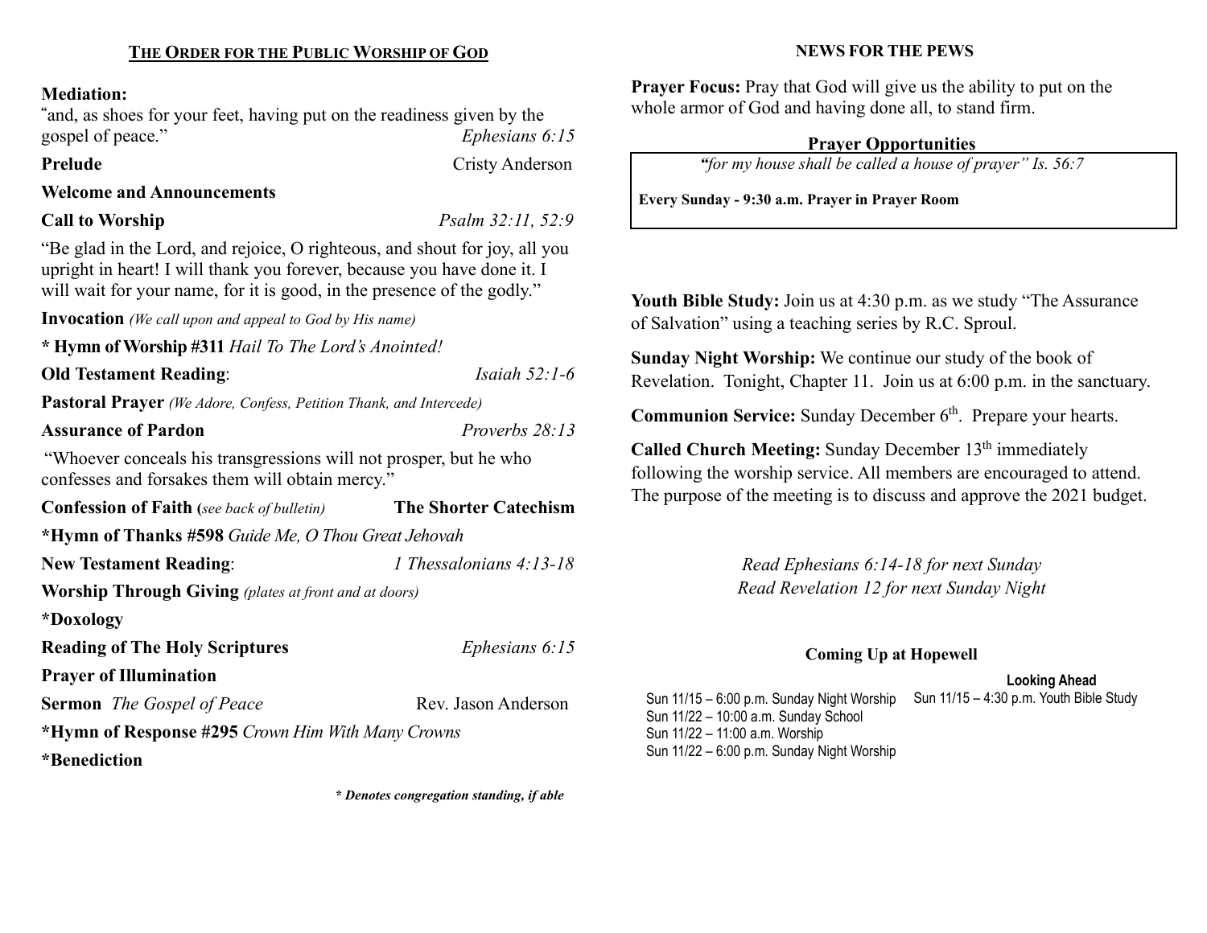## THE ORDER FOR THE PUBLIC WORSHIP OF GOD

**Mediation:**
"and, as shoes for your feet, having put on the readiness given by the gospel of peace." *Ephesians 6:15*

**Prelude** Cristy Anderson

**Welcome and Announcements**

**Call to Worship** *Psalm 32:11, 52:9*

"Be glad in the Lord, and rejoice, O righteous, and shout for joy, all you upright in heart! I will thank you forever, because you have done it. I will wait for your name, for it is good, in the presence of the godly."

**Invocation** *(We call upon and appeal to God by His name)*

**\* Hymn of Worship #311** *Hail To The Lord's Anointed!*

**Old Testament Reading**: *Isaiah 52:1-6*

**Pastoral Prayer** *(We Adore, Confess, Petition Thank, and Intercede)*

**Assurance of Pardon** *Proverbs 28:13*

"Whoever conceals his transgressions will not prosper, but he who confesses and forsakes them will obtain mercy."

**Confession of Faith (***see back of bulletin***)** **The Shorter Catechism**

**\*Hymn of Thanks #598** *Guide Me, O Thou Great Jehovah*

**New Testament Reading**: *1 Thessalonians 4:13-18*

**Worship Through Giving** *(plates at front and at doors)*

**\*Doxology**

**Reading of The Holy Scriptures** *Ephesians 6:15*

**Prayer of Illumination**

**Sermon** *The Gospel of Peace* Rev. Jason Anderson

**\*Hymn of Response #295** *Crown Him With Many Crowns*

**\*Benediction**

***\* Denotes congregation standing, if able***

## NEWS FOR THE PEWS

**Prayer Focus:** Pray that God will give us the ability to put on the whole armor of God and having done all, to stand firm.

**Prayer Opportunities**

*"for my house shall be called a house of prayer" Is. 56:7*

**Every Sunday - 9:30 a.m. Prayer in Prayer Room**

**Youth Bible Study:** Join us at 4:30 p.m. as we study "The Assurance of Salvation" using a teaching series by R.C. Sproul.

**Sunday Night Worship:** We continue our study of the book of Revelation. Tonight, Chapter 11. Join us at 6:00 p.m. in the sanctuary.

**Communion Service:** Sunday December 6th. Prepare your hearts.

**Called Church Meeting:** Sunday December 13th immediately following the worship service. All members are encouraged to attend. The purpose of the meeting is to discuss and approve the 2021 budget.

*Read Ephesians 6:14-18 for next Sunday*
*Read Revelation 12 for next Sunday Night*

**Coming Up at Hopewell**

Sun 11/15 – 6:00 p.m. Sunday Night Worship
Sun 11/22 – 10:00 a.m. Sunday School
Sun 11/22 – 11:00 a.m. Worship
Sun 11/22 – 6:00 p.m. Sunday Night Worship

**Looking Ahead**

Sun 11/15 – 4:30 p.m. Youth Bible Study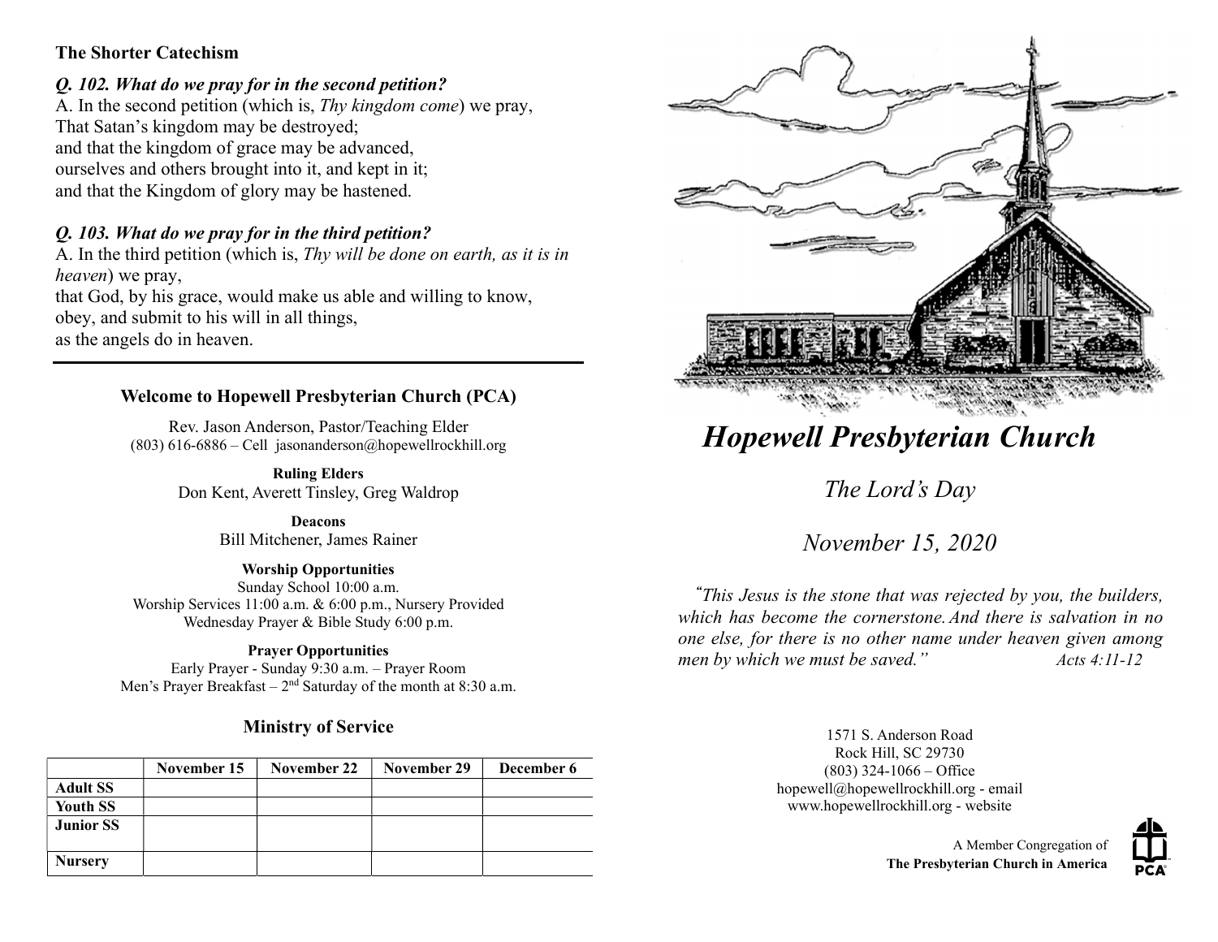**The Shorter Catechism**

***Q. 102. What do we pray for in the second petition?***

A. In the second petition (which is, *Thy kingdom come*) we pray,
That Satan's kingdom may be destroyed;
and that the kingdom of grace may be advanced,
ourselves and others brought into it, and kept in it;
and that the Kingdom of glory may be hastened.

***Q. 103. What do we pray for in the third petition?***

A. In the third petition (which is, *Thy will be done on earth, as it is in heaven*) we pray,
that God, by his grace, would make us able and willing to know,
obey, and submit to his will in all things,
as the angels do in heaven.

---

### Welcome to Hopewell Presbyterian Church (PCA)

Rev. Jason Anderson, Pastor/Teaching Elder
(803) 616-6886 – Cell jasonanderson@hopewellrockhill.org

**Ruling Elders**
Don Kent, Averett Tinsley, Greg Waldrop

**Deacons**
Bill Mitchener, James Rainer

**Worship Opportunities**
Sunday School 10:00 a.m.
Worship Services 11:00 a.m. & 6:00 p.m., Nursery Provided
Wednesday Prayer & Bible Study 6:00 p.m.

**Prayer Opportunities**
Early Prayer - Sunday 9:30 a.m. – Prayer Room
Men's Prayer Breakfast – 2nd Saturday of the month at 8:30 a.m.

### Ministry of Service

| | November 15 | November 22 | November 29 | December 6 |
|---|---|---|---|---|
| **Adult SS** | | | | |
| **Youth SS** | | | | |
| **Junior SS** | | | | |
| **Nursery** | | | | |

# *Hopewell Presbyterian Church*

*The Lord's Day*

*November 15, 2020*

*"This Jesus is the stone that was rejected by you, the builders, which has become the cornerstone. And there is salvation in no one else, for there is no other name under heaven given among men by which we must be saved." Acts 4:11-12*

1571 S. Anderson Road
Rock Hill, SC 29730
(803) 324-1066 – Office
hopewell@hopewellrockhill.org - email
www.hopewellrockhill.org - website

A Member Congregation of
**The Presbyterian Church in America**